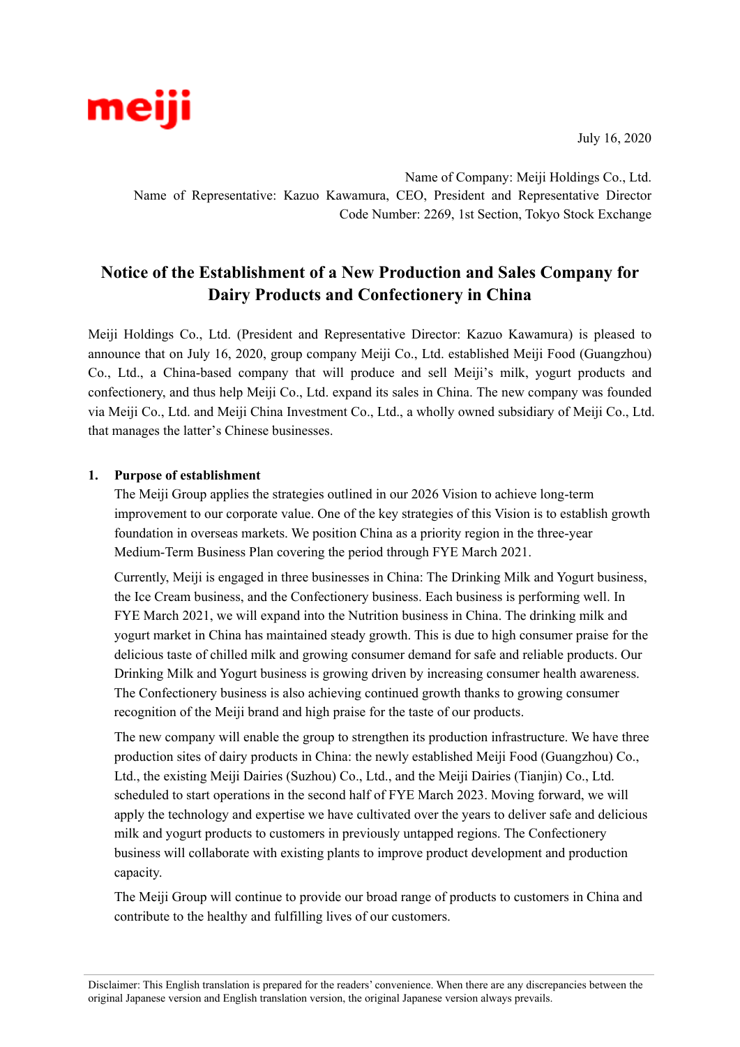meiji

July 16, 2020

Name of Company: Meiji Holdings Co., Ltd.
Name of Representative: Kazuo Kawamura, CEO, President and Representative Director
Code Number: 2269, 1st Section, Tokyo Stock Exchange

# Notice of the Establishment of a New Production and Sales Company for Dairy Products and Confectionery in China

Meiji Holdings Co., Ltd. (President and Representative Director: Kazuo Kawamura) is pleased to announce that on July 16, 2020, group company Meiji Co., Ltd. established Meiji Food (Guangzhou) Co., Ltd., a China-based company that will produce and sell Meiji's milk, yogurt products and confectionery, and thus help Meiji Co., Ltd. expand its sales in China. The new company was founded via Meiji Co., Ltd. and Meiji China Investment Co., Ltd., a wholly owned subsidiary of Meiji Co., Ltd. that manages the latter's Chinese businesses.

## 1. Purpose of establishment

The Meiji Group applies the strategies outlined in our 2026 Vision to achieve long-term improvement to our corporate value. One of the key strategies of this Vision is to establish growth foundation in overseas markets. We position China as a priority region in the three-year Medium-Term Business Plan covering the period through FYE March 2021.

Currently, Meiji is engaged in three businesses in China: The Drinking Milk and Yogurt business, the Ice Cream business, and the Confectionery business. Each business is performing well. In FYE March 2021, we will expand into the Nutrition business in China. The drinking milk and yogurt market in China has maintained steady growth. This is due to high consumer praise for the delicious taste of chilled milk and growing consumer demand for safe and reliable products. Our Drinking Milk and Yogurt business is growing driven by increasing consumer health awareness. The Confectionery business is also achieving continued growth thanks to growing consumer recognition of the Meiji brand and high praise for the taste of our products.

The new company will enable the group to strengthen its production infrastructure. We have three production sites of dairy products in China: the newly established Meiji Food (Guangzhou) Co., Ltd., the existing Meiji Dairies (Suzhou) Co., Ltd., and the Meiji Dairies (Tianjin) Co., Ltd. scheduled to start operations in the second half of FYE March 2023. Moving forward, we will apply the technology and expertise we have cultivated over the years to deliver safe and delicious milk and yogurt products to customers in previously untapped regions. The Confectionery business will collaborate with existing plants to improve product development and production capacity.

The Meiji Group will continue to provide our broad range of products to customers in China and contribute to the healthy and fulfilling lives of our customers.

Disclaimer: This English translation is prepared for the readers' convenience. When there are any discrepancies between the original Japanese version and English translation version, the original Japanese version always prevails.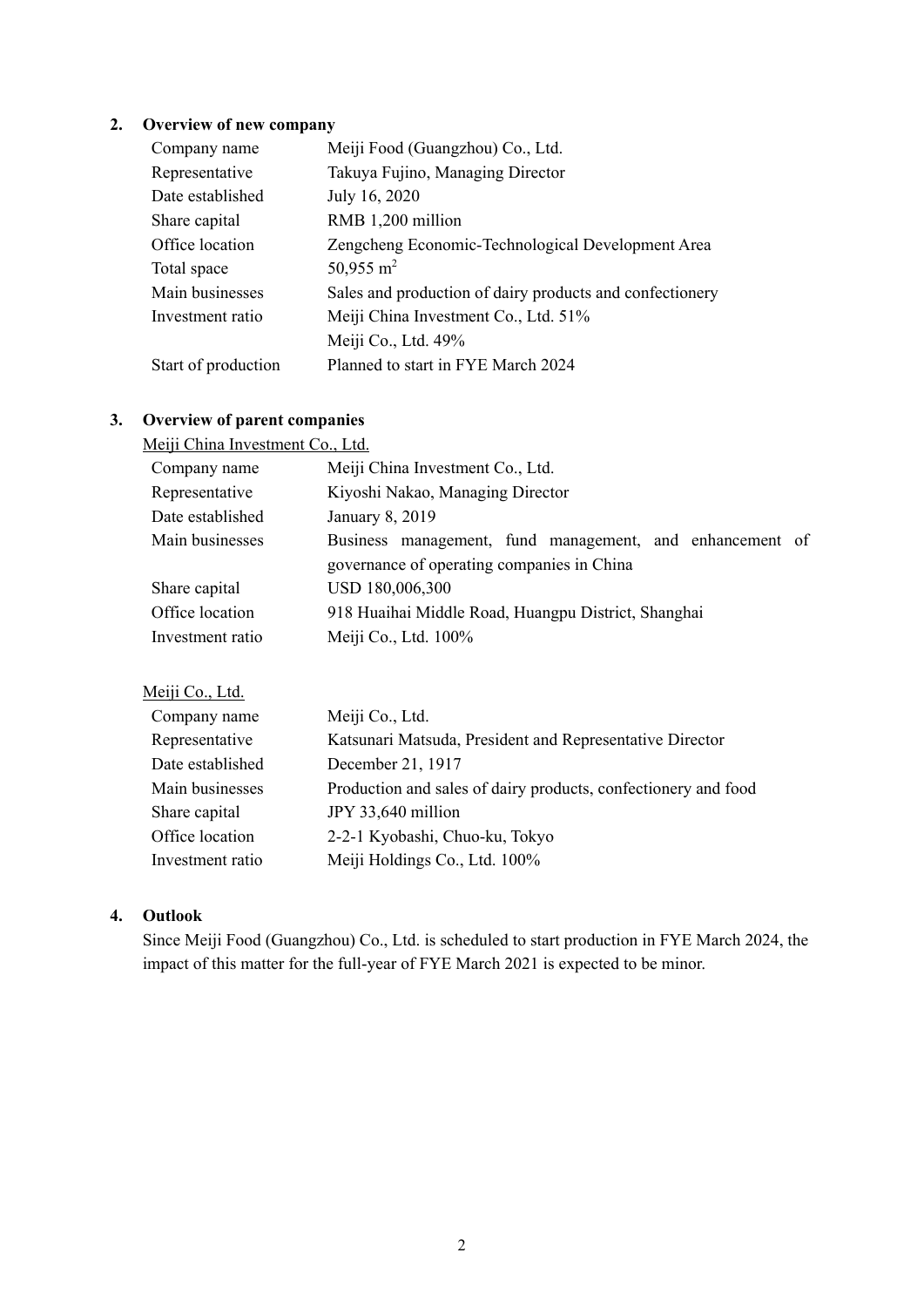## 2. Overview of new company

| | |
|---|---|
| Company name | Meiji Food (Guangzhou) Co., Ltd. |
| Representative | Takuya Fujino, Managing Director |
| Date established | July 16, 2020 |
| Share capital | RMB 1,200 million |
| Office location | Zengcheng Economic-Technological Development Area |
| Total space | 50,955 $m^2$ |
| Main businesses | Sales and production of dairy products and confectionery |
| Investment ratio | Meiji China Investment Co., Ltd. 51% |
| | Meiji Co., Ltd. 49% |
| Start of production | Planned to start in FYE March 2024 |

## 3. Overview of parent companies

Meiji China Investment Co., Ltd.

| | |
|---|---|
| Company name | Meiji China Investment Co., Ltd. |
| Representative | Kiyoshi Nakao, Managing Director |
| Date established | January 8, 2019 |
| Main businesses | Business management, fund management, and enhancement of governance of operating companies in China |
| Share capital | USD 180,006,300 |
| Office location | 918 Huaihai Middle Road, Huangpu District, Shanghai |
| Investment ratio | Meiji Co., Ltd. 100% |

Meiji Co., Ltd.

| | |
|---|---|
| Company name | Meiji Co., Ltd. |
| Representative | Katsunari Matsuda, President and Representative Director |
| Date established | December 21, 1917 |
| Main businesses | Production and sales of dairy products, confectionery and food |
| Share capital | JPY 33,640 million |
| Office location | 2-2-1 Kyobashi, Chuo-ku, Tokyo |
| Investment ratio | Meiji Holdings Co., Ltd. 100% |

## 4. Outlook

Since Meiji Food (Guangzhou) Co., Ltd. is scheduled to start production in FYE March 2024, the impact of this matter for the full-year of FYE March 2021 is expected to be minor.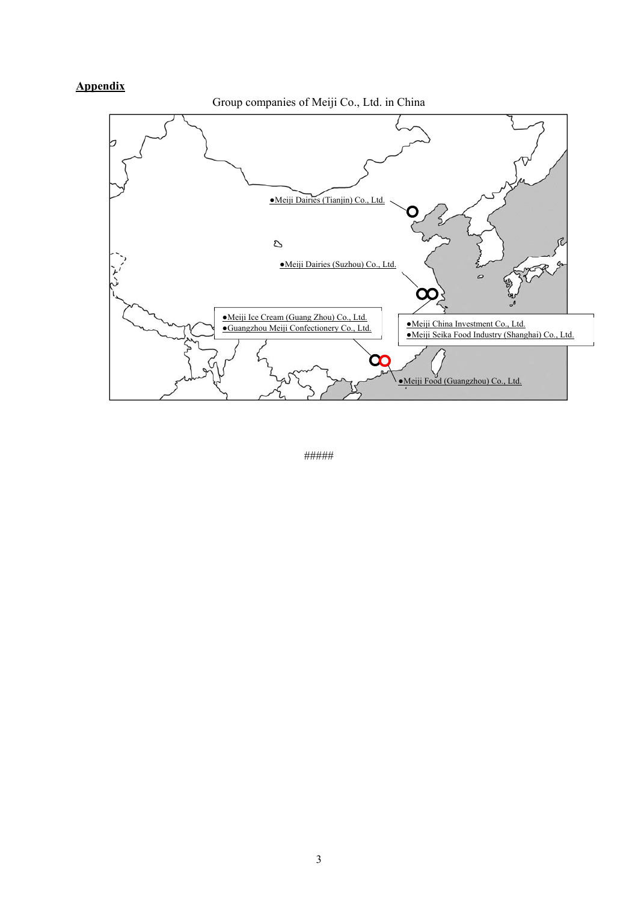## Appendix

Group companies of Meiji Co., Ltd. in China

●Meiji Dairies (Tianjin) Co., Ltd.

●Meiji Dairies (Suzhou) Co., Ltd.

●Meiji Ice Cream (Guang Zhou) Co., Ltd.
●Guangzhou Meiji Confectionery Co., Ltd.

●Meiji China Investment Co., Ltd.
●Meiji Seika Food Industry (Shanghai) Co., Ltd.

●Meiji Food (Guangzhou) Co., Ltd.

#####